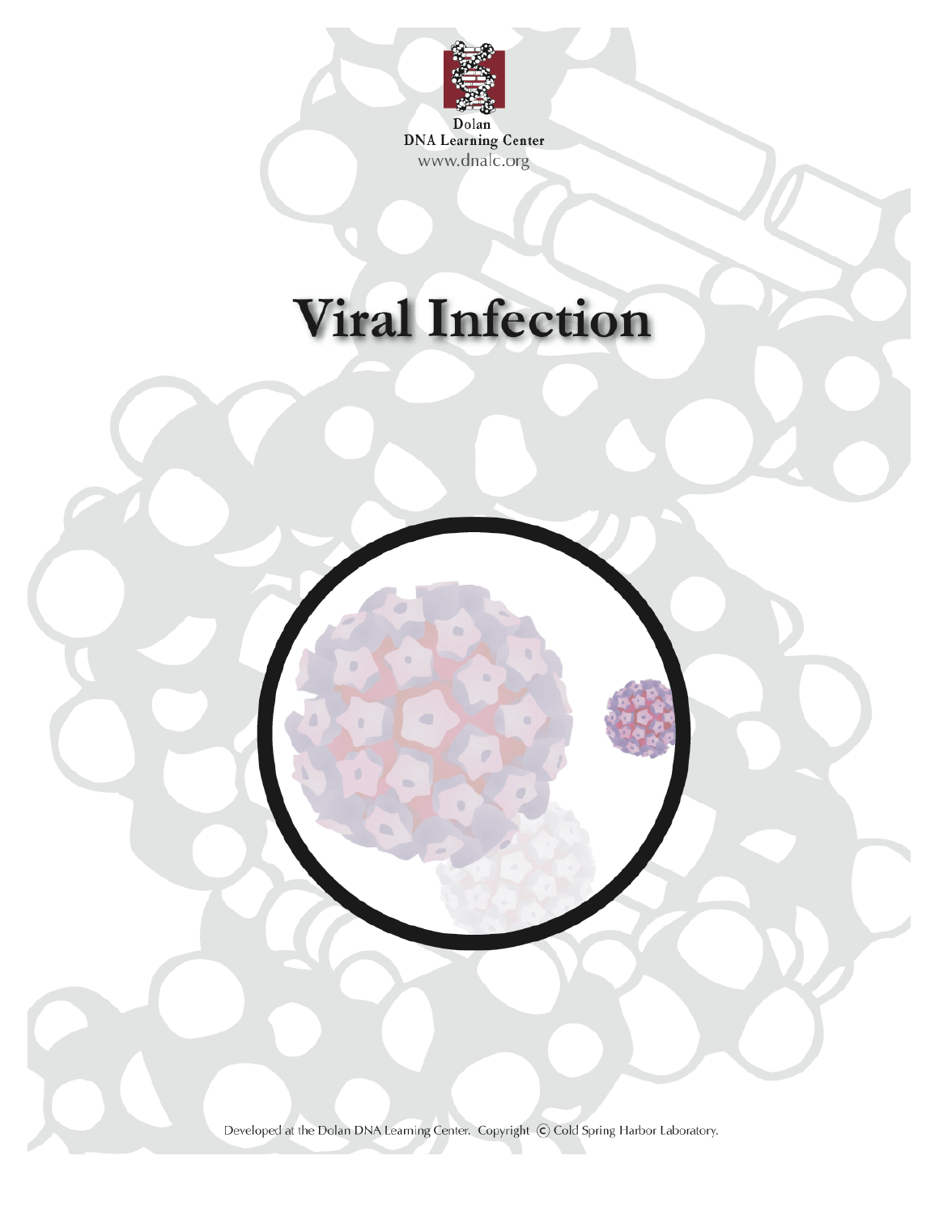Dolan
DNA Learning Center
www.dnalc.org

# Viral Infection

Developed at the Dolan DNA Learning Center. Copyright © Cold Spring Harbor Laboratory.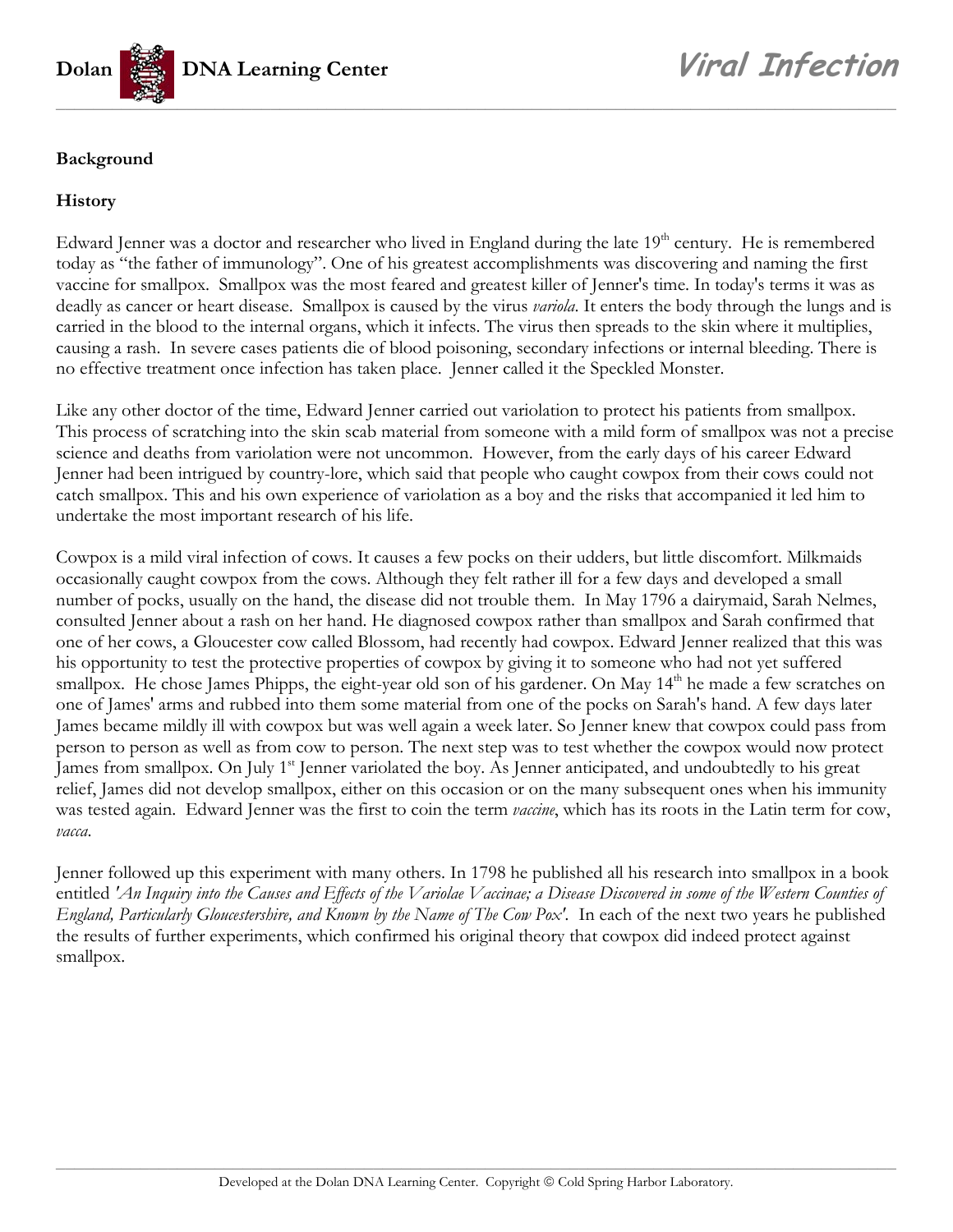### Background

### History

Edward Jenner was a doctor and researcher who lived in England during the late 19th century. He is remembered today as "the father of immunology". One of his greatest accomplishments was discovering and naming the first vaccine for smallpox. Smallpox was the most feared and greatest killer of Jenner's time. In today's terms it was as deadly as cancer or heart disease. Smallpox is caused by the virus *variola*. It enters the body through the lungs and is carried in the blood to the internal organs, which it infects. The virus then spreads to the skin where it multiplies, causing a rash. In severe cases patients die of blood poisoning, secondary infections or internal bleeding. There is no effective treatment once infection has taken place. Jenner called it the Speckled Monster.

Like any other doctor of the time, Edward Jenner carried out variolation to protect his patients from smallpox. This process of scratching into the skin scab material from someone with a mild form of smallpox was not a precise science and deaths from variolation were not uncommon. However, from the early days of his career Edward Jenner had been intrigued by country-lore, which said that people who caught cowpox from their cows could not catch smallpox. This and his own experience of variolation as a boy and the risks that accompanied it led him to undertake the most important research of his life.

Cowpox is a mild viral infection of cows. It causes a few pocks on their udders, but little discomfort. Milkmaids occasionally caught cowpox from the cows. Although they felt rather ill for a few days and developed a small number of pocks, usually on the hand, the disease did not trouble them. In May 1796 a dairymaid, Sarah Nelmes, consulted Jenner about a rash on her hand. He diagnosed cowpox rather than smallpox and Sarah confirmed that one of her cows, a Gloucester cow called Blossom, had recently had cowpox. Edward Jenner realized that this was his opportunity to test the protective properties of cowpox by giving it to someone who had not yet suffered smallpox. He chose James Phipps, the eight-year old son of his gardener. On May 14th he made a few scratches on one of James' arms and rubbed into them some material from one of the pocks on Sarah's hand. A few days later James became mildly ill with cowpox but was well again a week later. So Jenner knew that cowpox could pass from person to person as well as from cow to person. The next step was to test whether the cowpox would now protect James from smallpox. On July 1st Jenner variolated the boy. As Jenner anticipated, and undoubtedly to his great relief, James did not develop smallpox, either on this occasion or on the many subsequent ones when his immunity was tested again. Edward Jenner was the first to coin the term *vaccine*, which has its roots in the Latin term for cow, *vacca*.

Jenner followed up this experiment with many others. In 1798 he published all his research into smallpox in a book entitled *'An Inquiry into the Causes and Effects of the Variolae Vaccinae; a Disease Discovered in some of the Western Counties of England, Particularly Gloucestershire, and Known by the Name of The Cow Pox'*. In each of the next two years he published the results of further experiments, which confirmed his original theory that cowpox did indeed protect against smallpox.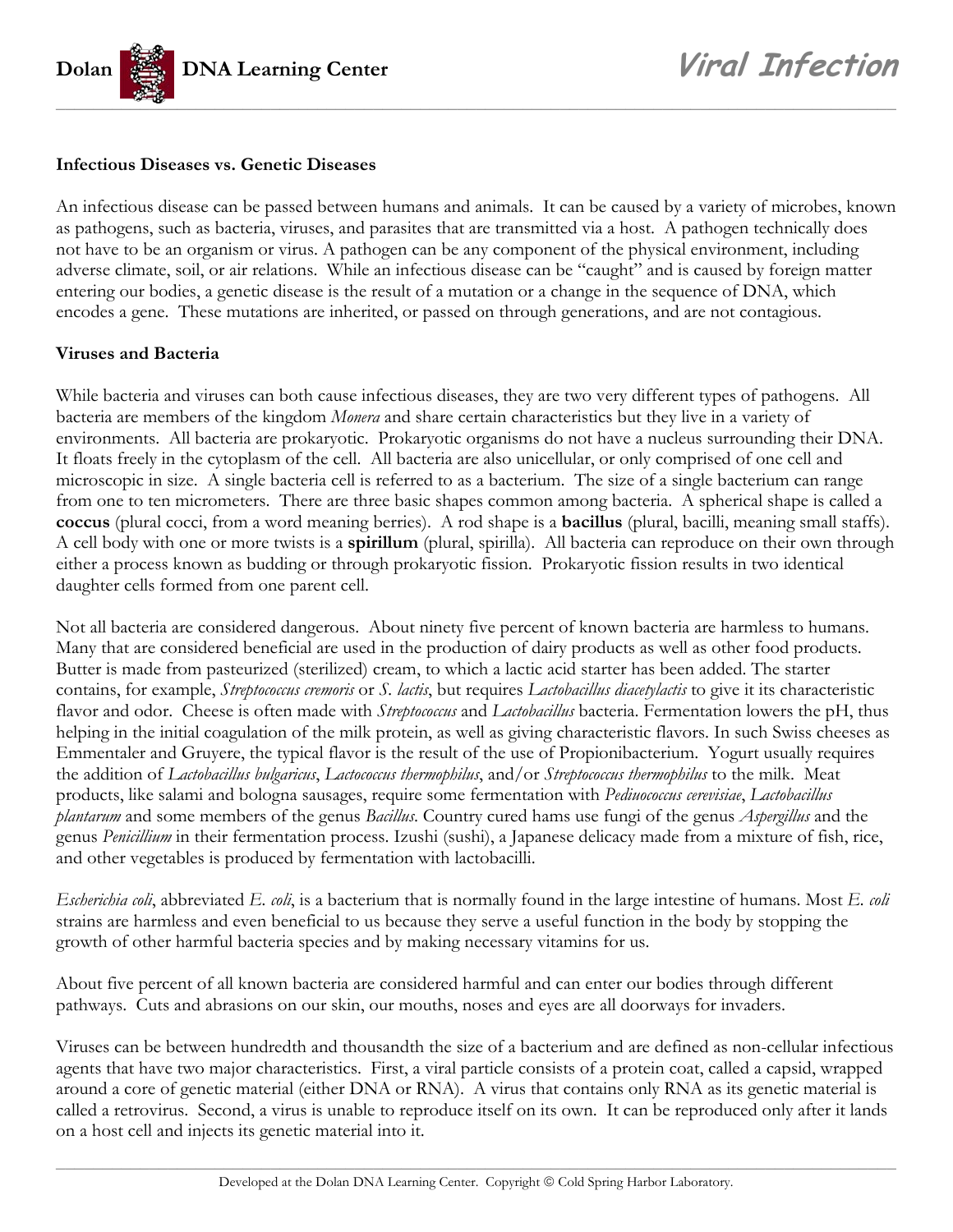**Infectious Diseases vs. Genetic Diseases**

An infectious disease can be passed between humans and animals. It can be caused by a variety of microbes, known as pathogens, such as bacteria, viruses, and parasites that are transmitted via a host. A pathogen technically does not have to be an organism or virus. A pathogen can be any component of the physical environment, including adverse climate, soil, or air relations. While an infectious disease can be "caught" and is caused by foreign matter entering our bodies, a genetic disease is the result of a mutation or a change in the sequence of DNA, which encodes a gene. These mutations are inherited, or passed on through generations, and are not contagious.

**Viruses and Bacteria**

While bacteria and viruses can both cause infectious diseases, they are two very different types of pathogens. All bacteria are members of the kingdom *Monera* and share certain characteristics but they live in a variety of environments. All bacteria are prokaryotic. Prokaryotic organisms do not have a nucleus surrounding their DNA. It floats freely in the cytoplasm of the cell. All bacteria are also unicellular, or only comprised of one cell and microscopic in size. A single bacteria cell is referred to as a bacterium. The size of a single bacterium can range from one to ten micrometers. There are three basic shapes common among bacteria. A spherical shape is called a **coccus** (plural cocci, from a word meaning berries). A rod shape is a **bacillus** (plural, bacilli, meaning small staffs). A cell body with one or more twists is a **spirillum** (plural, spirilla). All bacteria can reproduce on their own through either a process known as budding or through prokaryotic fission. Prokaryotic fission results in two identical daughter cells formed from one parent cell.

Not all bacteria are considered dangerous. About ninety five percent of known bacteria are harmless to humans. Many that are considered beneficial are used in the production of dairy products as well as other food products. Butter is made from pasteurized (sterilized) cream, to which a lactic acid starter has been added. The starter contains, for example, *Streptococcus cremoris* or *S. lactis*, but requires *Lactobacillus diacetylactis* to give it its characteristic flavor and odor. Cheese is often made with *Streptococcus* and *Lactobacillus* bacteria. Fermentation lowers the pH, thus helping in the initial coagulation of the milk protein, as well as giving characteristic flavors. In such Swiss cheeses as Emmentaler and Gruyere, the typical flavor is the result of the use of Propionibacterium. Yogurt usually requires the addition of *Lactobacillus bulgaricus*, *Lactococcus thermophilus*, and/or *Streptococcus thermophilus* to the milk. Meat products, like salami and bologna sausages, require some fermentation with *Pediuococcus cerevisiae*, *Lactobacillus plantarum* and some members of the genus *Bacillus*. Country cured hams use fungi of the genus *Aspergillus* and the genus *Penicillium* in their fermentation process. Izushi (sushi), a Japanese delicacy made from a mixture of fish, rice, and other vegetables is produced by fermentation with lactobacilli.

*Escherichia coli*, abbreviated *E. coli*, is a bacterium that is normally found in the large intestine of humans. Most *E. coli* strains are harmless and even beneficial to us because they serve a useful function in the body by stopping the growth of other harmful bacteria species and by making necessary vitamins for us.

About five percent of all known bacteria are considered harmful and can enter our bodies through different pathways. Cuts and abrasions on our skin, our mouths, noses and eyes are all doorways for invaders.

Viruses can be between hundredth and thousandth the size of a bacterium and are defined as non-cellular infectious agents that have two major characteristics. First, a viral particle consists of a protein coat, called a capsid, wrapped around a core of genetic material (either DNA or RNA). A virus that contains only RNA as its genetic material is called a retrovirus. Second, a virus is unable to reproduce itself on its own. It can be reproduced only after it lands on a host cell and injects its genetic material into it.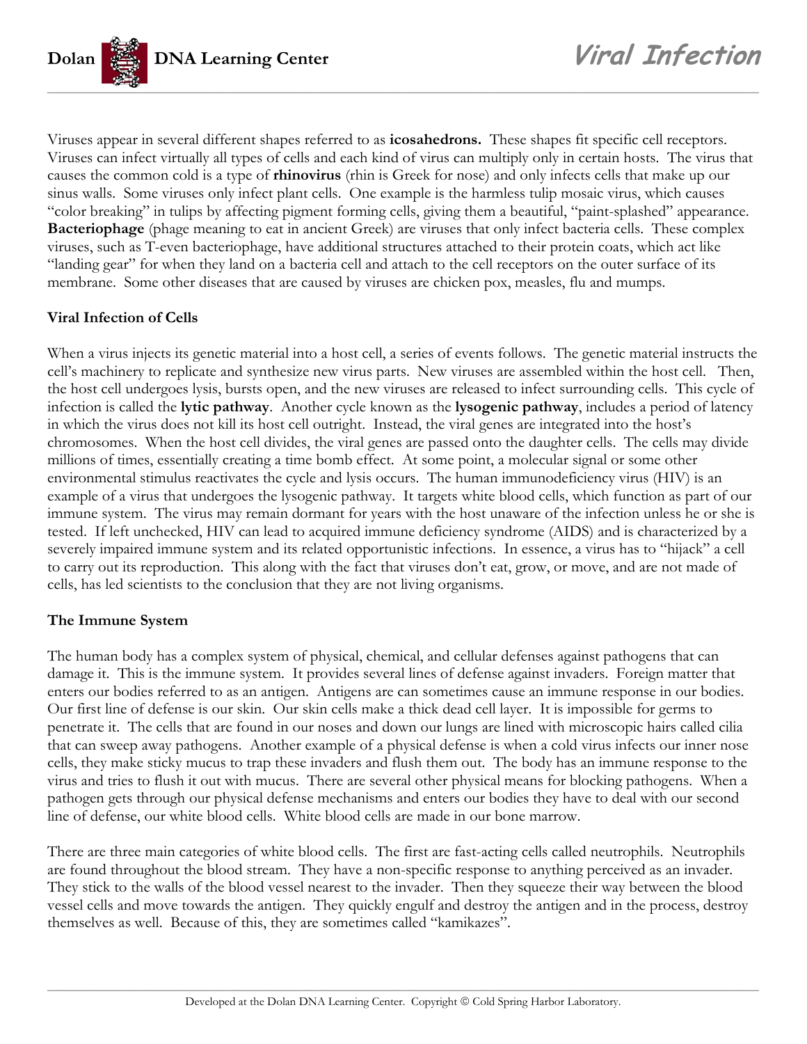Viruses appear in several different shapes referred to as **icosahedrons.** These shapes fit specific cell receptors. Viruses can infect virtually all types of cells and each kind of virus can multiply only in certain hosts. The virus that causes the common cold is a type of **rhinovirus** (rhin is Greek for nose) and only infects cells that make up our sinus walls. Some viruses only infect plant cells. One example is the harmless tulip mosaic virus, which causes "color breaking" in tulips by affecting pigment forming cells, giving them a beautiful, "paint-splashed" appearance. **Bacteriophage** (phage meaning to eat in ancient Greek) are viruses that only infect bacteria cells. These complex viruses, such as T-even bacteriophage, have additional structures attached to their protein coats, which act like "landing gear" for when they land on a bacteria cell and attach to the cell receptors on the outer surface of its membrane. Some other diseases that are caused by viruses are chicken pox, measles, flu and mumps.

### Viral Infection of Cells

When a virus injects its genetic material into a host cell, a series of events follows. The genetic material instructs the cell's machinery to replicate and synthesize new virus parts. New viruses are assembled within the host cell. Then, the host cell undergoes lysis, bursts open, and the new viruses are released to infect surrounding cells. This cycle of infection is called the **lytic pathway**. Another cycle known as the **lysogenic pathway**, includes a period of latency in which the virus does not kill its host cell outright. Instead, the viral genes are integrated into the host's chromosomes. When the host cell divides, the viral genes are passed onto the daughter cells. The cells may divide millions of times, essentially creating a time bomb effect. At some point, a molecular signal or some other environmental stimulus reactivates the cycle and lysis occurs. The human immunodeficiency virus (HIV) is an example of a virus that undergoes the lysogenic pathway. It targets white blood cells, which function as part of our immune system. The virus may remain dormant for years with the host unaware of the infection unless he or she is tested. If left unchecked, HIV can lead to acquired immune deficiency syndrome (AIDS) and is characterized by a severely impaired immune system and its related opportunistic infections. In essence, a virus has to "hijack" a cell to carry out its reproduction. This along with the fact that viruses don't eat, grow, or move, and are not made of cells, has led scientists to the conclusion that they are not living organisms.

### The Immune System

The human body has a complex system of physical, chemical, and cellular defenses against pathogens that can damage it. This is the immune system. It provides several lines of defense against invaders. Foreign matter that enters our bodies referred to as an antigen. Antigens are can sometimes cause an immune response in our bodies. Our first line of defense is our skin. Our skin cells make a thick dead cell layer. It is impossible for germs to penetrate it. The cells that are found in our noses and down our lungs are lined with microscopic hairs called cilia that can sweep away pathogens. Another example of a physical defense is when a cold virus infects our inner nose cells, they make sticky mucus to trap these invaders and flush them out. The body has an immune response to the virus and tries to flush it out with mucus. There are several other physical means for blocking pathogens. When a pathogen gets through our physical defense mechanisms and enters our bodies they have to deal with our second line of defense, our white blood cells. White blood cells are made in our bone marrow.

There are three main categories of white blood cells. The first are fast-acting cells called neutrophils. Neutrophils are found throughout the blood stream. They have a non-specific response to anything perceived as an invader. They stick to the walls of the blood vessel nearest to the invader. Then they squeeze their way between the blood vessel cells and move towards the antigen. They quickly engulf and destroy the antigen and in the process, destroy themselves as well. Because of this, they are sometimes called "kamikazes".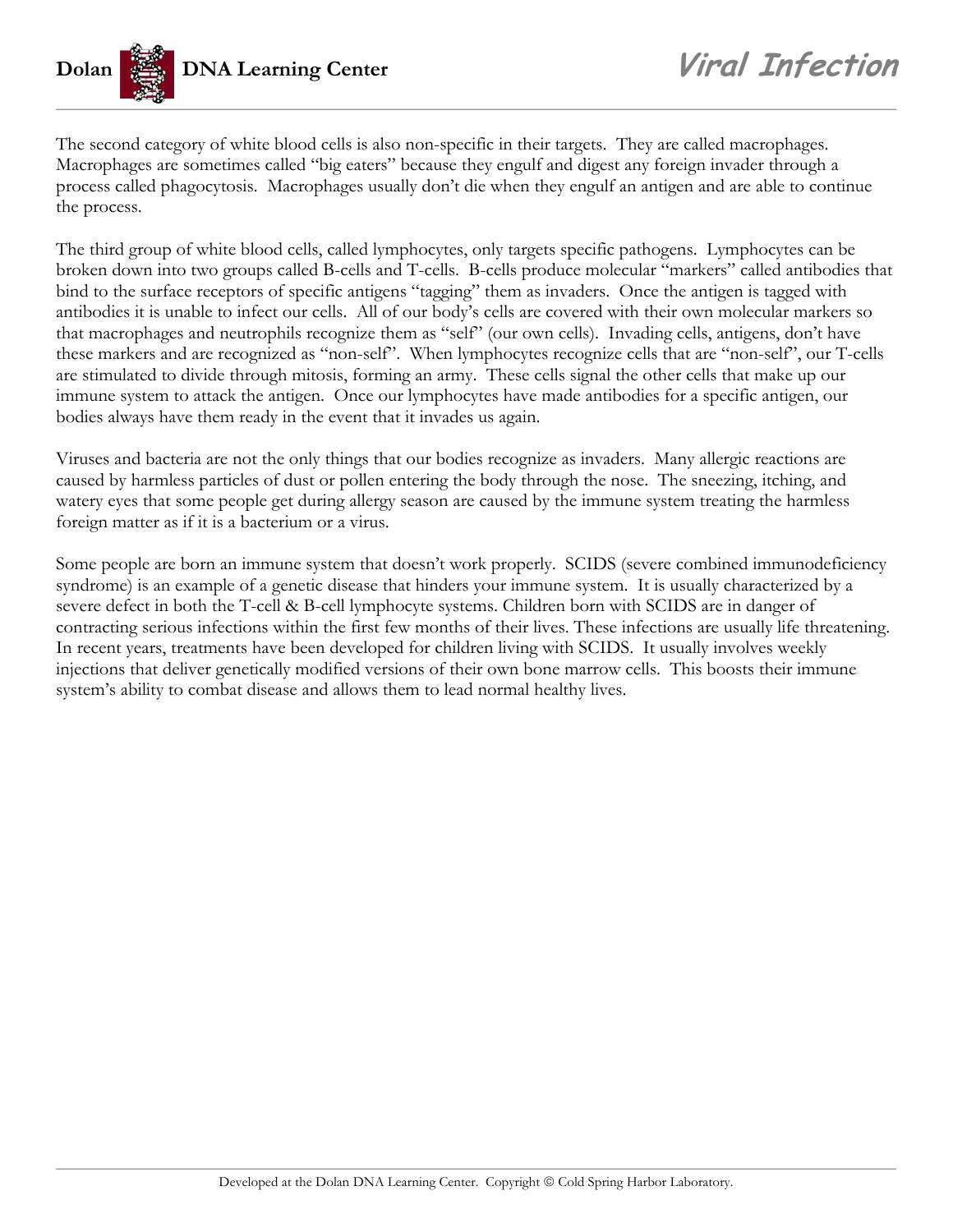The second category of white blood cells is also non-specific in their targets. They are called macrophages. Macrophages are sometimes called "big eaters" because they engulf and digest any foreign invader through a process called phagocytosis. Macrophages usually don't die when they engulf an antigen and are able to continue the process.

The third group of white blood cells, called lymphocytes, only targets specific pathogens. Lymphocytes can be broken down into two groups called B-cells and T-cells. B-cells produce molecular "markers" called antibodies that bind to the surface receptors of specific antigens "tagging" them as invaders. Once the antigen is tagged with antibodies it is unable to infect our cells. All of our body's cells are covered with their own molecular markers so that macrophages and neutrophils recognize them as "self" (our own cells). Invading cells, antigens, don't have these markers and are recognized as "non-self". When lymphocytes recognize cells that are "non-self", our T-cells are stimulated to divide through mitosis, forming an army. These cells signal the other cells that make up our immune system to attack the antigen. Once our lymphocytes have made antibodies for a specific antigen, our bodies always have them ready in the event that it invades us again.

Viruses and bacteria are not the only things that our bodies recognize as invaders. Many allergic reactions are caused by harmless particles of dust or pollen entering the body through the nose. The sneezing, itching, and watery eyes that some people get during allergy season are caused by the immune system treating the harmless foreign matter as if it is a bacterium or a virus.

Some people are born an immune system that doesn't work properly. SCIDS (severe combined immunodeficiency syndrome) is an example of a genetic disease that hinders your immune system. It is usually characterized by a severe defect in both the T-cell & B-cell lymphocyte systems. Children born with SCIDS are in danger of contracting serious infections within the first few months of their lives. These infections are usually life threatening. In recent years, treatments have been developed for children living with SCIDS. It usually involves weekly injections that deliver genetically modified versions of their own bone marrow cells. This boosts their immune system's ability to combat disease and allows them to lead normal healthy lives.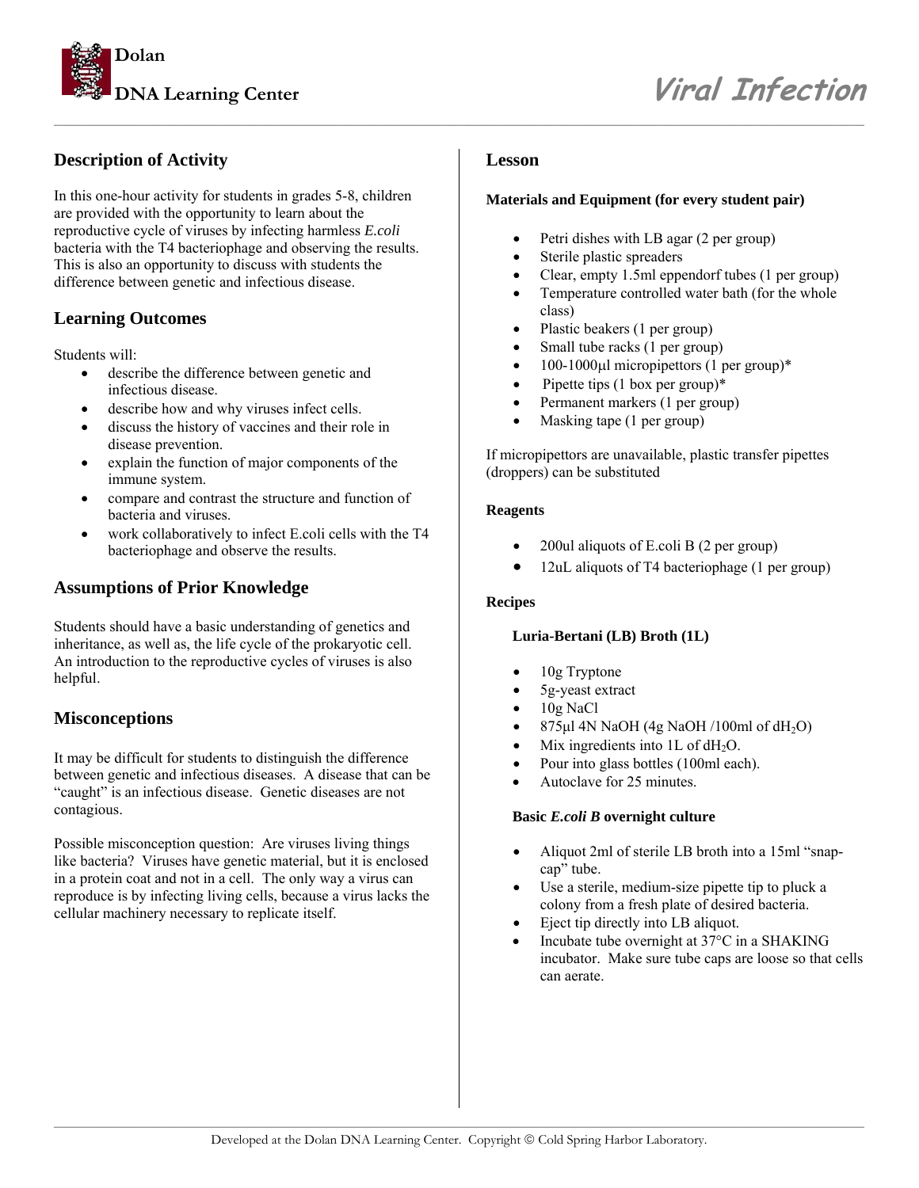# Viral Infection

## Description of Activity

In this one-hour activity for students in grades 5-8, children are provided with the opportunity to learn about the reproductive cycle of viruses by infecting harmless *E.coli* bacteria with the T4 bacteriophage and observing the results. This is also an opportunity to discuss with students the difference between genetic and infectious disease.

## Learning Outcomes

Students will:

- describe the difference between genetic and infectious disease.
- describe how and why viruses infect cells.
- discuss the history of vaccines and their role in disease prevention.
- explain the function of major components of the immune system.
- compare and contrast the structure and function of bacteria and viruses.
- work collaboratively to infect E.coli cells with the T4 bacteriophage and observe the results.

## Assumptions of Prior Knowledge

Students should have a basic understanding of genetics and inheritance, as well as, the life cycle of the prokaryotic cell. An introduction to the reproductive cycles of viruses is also helpful.

## Misconceptions

It may be difficult for students to distinguish the difference between genetic and infectious diseases. A disease that can be "caught" is an infectious disease. Genetic diseases are not contagious.

Possible misconception question: Are viruses living things like bacteria? Viruses have genetic material, but it is enclosed in a protein coat and not in a cell. The only way a virus can reproduce is by infecting living cells, because a virus lacks the cellular machinery necessary to replicate itself.

## Lesson

**Materials and Equipment (for every student pair)**

- Petri dishes with LB agar (2 per group)
- Sterile plastic spreaders
- Clear, empty 1.5ml eppendorf tubes (1 per group)
- Temperature controlled water bath (for the whole class)
- Plastic beakers (1 per group)
- Small tube racks (1 per group)
- 100-1000µl micropipettors (1 per group)*
- Pipette tips (1 box per group)*
- Permanent markers (1 per group)
- Masking tape (1 per group)

If micropipettors are unavailable, plastic transfer pipettes (droppers) can be substituted

**Reagents**

- 200ul aliquots of E.coli B (2 per group)
- 12uL aliquots of T4 bacteriophage (1 per group)

**Recipes**

**Luria-Bertani (LB) Broth (1L)**

- 10g Tryptone
- 5g-yeast extract
- 10g NaCl
- 875µl 4N NaOH (4g NaOH /100ml of $dH_2O$)
- Mix ingredients into 1L of $dH_2O$.
- Pour into glass bottles (100ml each).
- Autoclave for 25 minutes.

**Basic *E.coli B* overnight culture**

- Aliquot 2ml of sterile LB broth into a 15ml "snap-cap" tube.
- Use a sterile, medium-size pipette tip to pluck a colony from a fresh plate of desired bacteria.
- Eject tip directly into LB aliquot.
- Incubate tube overnight at 37°C in a SHAKING incubator. Make sure tube caps are loose so that cells can aerate.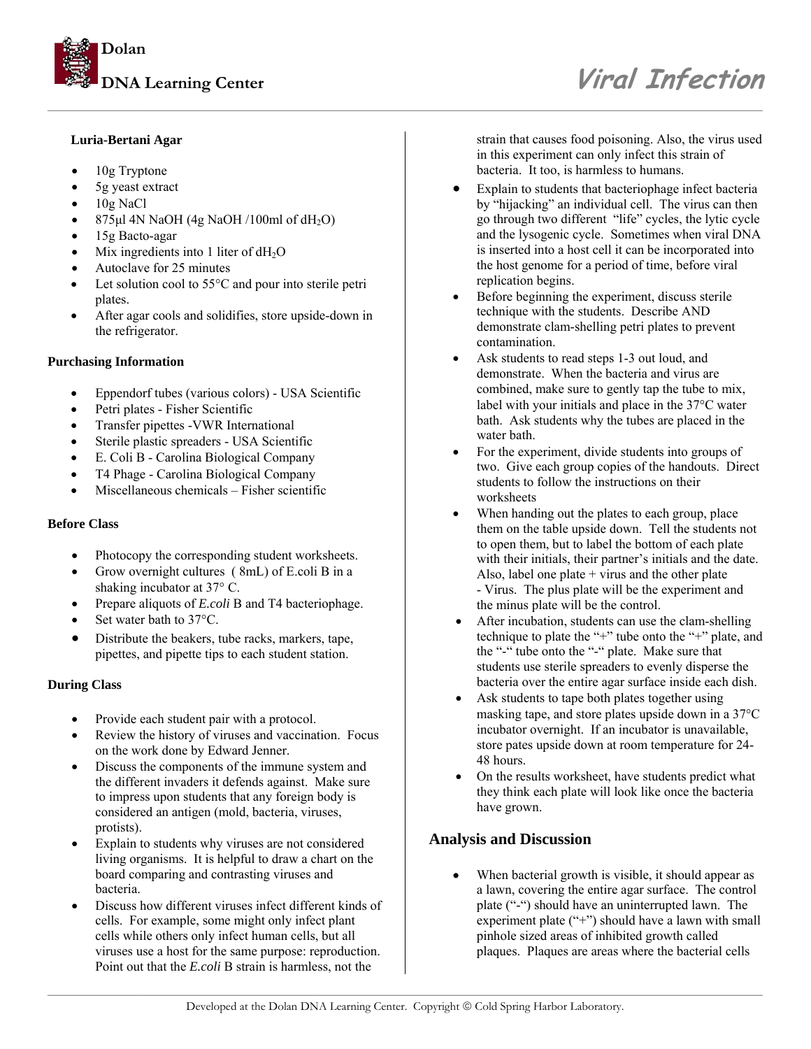### Luria-Bertani Agar

- 10g Tryptone
- 5g yeast extract
- 10g NaCl
- 875µl 4N NaOH (4g NaOH /100ml of $dH_2O$)
- 15g Bacto-agar
- Mix ingredients into 1 liter of $dH_2O$
- Autoclave for 25 minutes
- Let solution cool to 55°C and pour into sterile petri plates.
- After agar cools and solidifies, store upside-down in the refrigerator.

### Purchasing Information

- Eppendorf tubes (various colors) - USA Scientific
- Petri plates - Fisher Scientific
- Transfer pipettes -VWR International
- Sterile plastic spreaders - USA Scientific
- E. Coli B - Carolina Biological Company
- T4 Phage - Carolina Biological Company
- Miscellaneous chemicals – Fisher scientific

### Before Class

- Photocopy the corresponding student worksheets.
- Grow overnight cultures ( 8mL) of E.coli B in a shaking incubator at 37° C.
- Prepare aliquots of *E.coli* B and T4 bacteriophage.
- Set water bath to 37°C.
- Distribute the beakers, tube racks, markers, tape, pipettes, and pipette tips to each student station.

### During Class

- Provide each student pair with a protocol.
- Review the history of viruses and vaccination. Focus on the work done by Edward Jenner.
- Discuss the components of the immune system and the different invaders it defends against. Make sure to impress upon students that any foreign body is considered an antigen (mold, bacteria, viruses, protists).
- Explain to students why viruses are not considered living organisms. It is helpful to draw a chart on the board comparing and contrasting viruses and bacteria.
- Discuss how different viruses infect different kinds of cells. For example, some might only infect plant cells while others only infect human cells, but all viruses use a host for the same purpose: reproduction. Point out that the *E.coli* B strain is harmless, not the strain that causes food poisoning. Also, the virus used in this experiment can only infect this strain of bacteria. It too, is harmless to humans.
- Explain to students that bacteriophage infect bacteria by "hijacking" an individual cell. The virus can then go through two different "life" cycles, the lytic cycle and the lysogenic cycle. Sometimes when viral DNA is inserted into a host cell it can be incorporated into the host genome for a period of time, before viral replication begins.
- Before beginning the experiment, discuss sterile technique with the students. Describe AND demonstrate clam-shelling petri plates to prevent contamination.
- Ask students to read steps 1-3 out loud, and demonstrate. When the bacteria and virus are combined, make sure to gently tap the tube to mix, label with your initials and place in the 37°C water bath. Ask students why the tubes are placed in the water bath.
- For the experiment, divide students into groups of two. Give each group copies of the handouts. Direct students to follow the instructions on their worksheets
- When handing out the plates to each group, place them on the table upside down. Tell the students not to open them, but to label the bottom of each plate with their initials, their partner's initials and the date. Also, label one plate + virus and the other plate - Virus. The plus plate will be the experiment and the minus plate will be the control.
- After incubation, students can use the clam-shelling technique to plate the "+" tube onto the "+" plate, and the "-" tube onto the "-" plate. Make sure that students use sterile spreaders to evenly disperse the bacteria over the entire agar surface inside each dish.
- Ask students to tape both plates together using masking tape, and store plates upside down in a 37°C incubator overnight. If an incubator is unavailable, store pates upside down at room temperature for 24-48 hours.
- On the results worksheet, have students predict what they think each plate will look like once the bacteria have grown.

## Analysis and Discussion

- When bacterial growth is visible, it should appear as a lawn, covering the entire agar surface. The control plate ("-") should have an uninterrupted lawn. The experiment plate ("+") should have a lawn with small pinhole sized areas of inhibited growth called plaques. Plaques are areas where the bacterial cells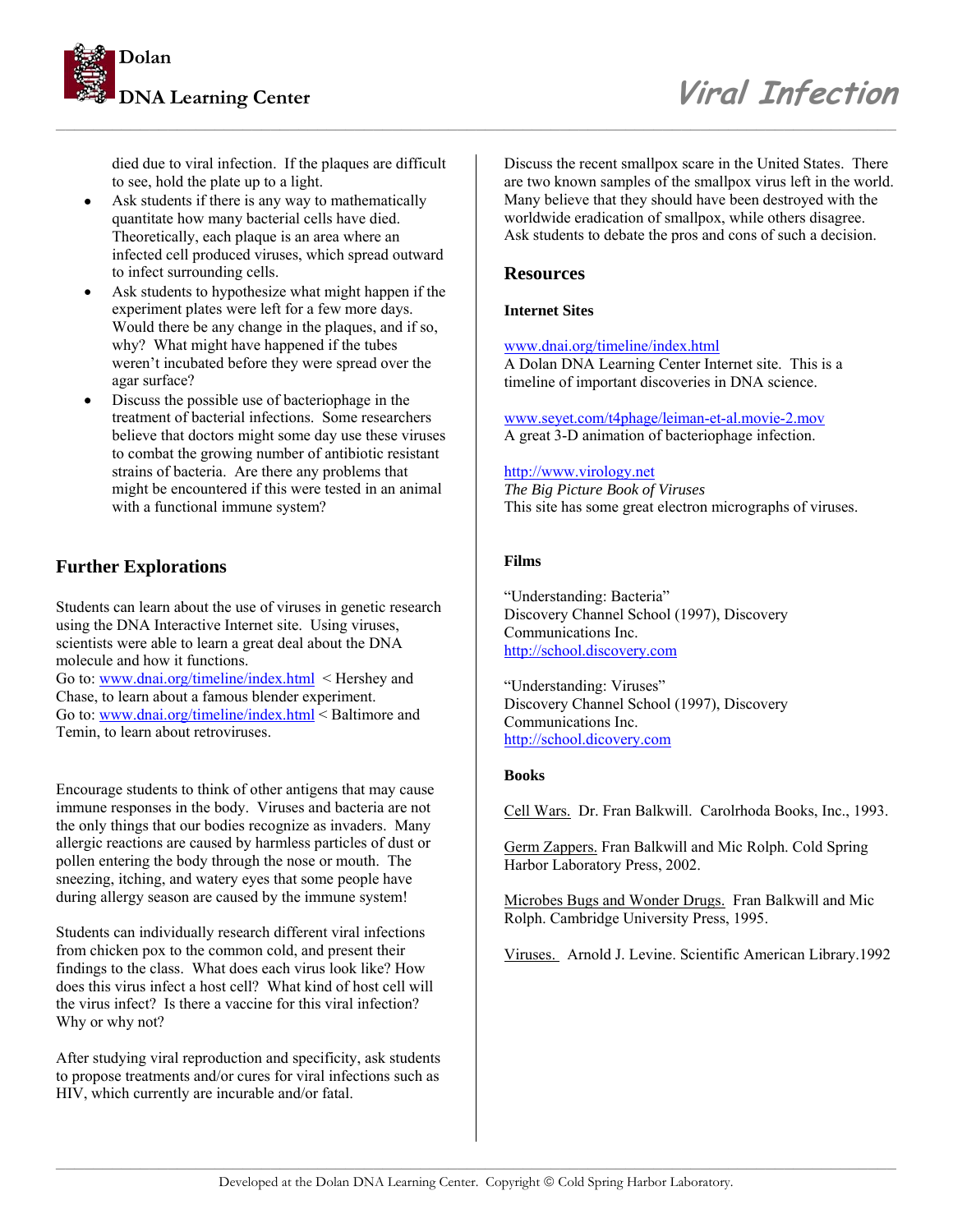died due to viral infection. If the plaques are difficult to see, hold the plate up to a light.

- Ask students if there is any way to mathematically quantitate how many bacterial cells have died. Theoretically, each plaque is an area where an infected cell produced viruses, which spread outward to infect surrounding cells.
- Ask students to hypothesize what might happen if the experiment plates were left for a few more days. Would there be any change in the plaques, and if so, why? What might have happened if the tubes weren't incubated before they were spread over the agar surface?
- Discuss the possible use of bacteriophage in the treatment of bacterial infections. Some researchers believe that doctors might some day use these viruses to combat the growing number of antibiotic resistant strains of bacteria. Are there any problems that might be encountered if this were tested in an animal with a functional immune system?

## Further Explorations

Students can learn about the use of viruses in genetic research using the DNA Interactive Internet site. Using viruses, scientists were able to learn a great deal about the DNA molecule and how it functions.
Go to: www.dnai.org/timeline/index.html < Hershey and Chase, to learn about a famous blender experiment.
Go to: www.dnai.org/timeline/index.html < Baltimore and Temin, to learn about retroviruses.

Encourage students to think of other antigens that may cause immune responses in the body. Viruses and bacteria are not the only things that our bodies recognize as invaders. Many allergic reactions are caused by harmless particles of dust or pollen entering the body through the nose or mouth. The sneezing, itching, and watery eyes that some people have during allergy season are caused by the immune system!

Students can individually research different viral infections from chicken pox to the common cold, and present their findings to the class. What does each virus look like? How does this virus infect a host cell? What kind of host cell will the virus infect? Is there a vaccine for this viral infection? Why or why not?

After studying viral reproduction and specificity, ask students to propose treatments and/or cures for viral infections such as HIV, which currently are incurable and/or fatal.

Discuss the recent smallpox scare in the United States. There are two known samples of the smallpox virus left in the world. Many believe that they should have been destroyed with the worldwide eradication of smallpox, while others disagree. Ask students to debate the pros and cons of such a decision.

## Resources

### Internet Sites

www.dnai.org/timeline/index.html
A Dolan DNA Learning Center Internet site. This is a timeline of important discoveries in DNA science.

www.seyet.com/t4phage/leiman-et-al.movie-2.mov
A great 3-D animation of bacteriophage infection.

http://www.virology.net
*The Big Picture Book of Viruses*
This site has some great electron micrographs of viruses.

### Films

"Understanding: Bacteria"
Discovery Channel School (1997), Discovery Communications Inc.
http://school.discovery.com

"Understanding: Viruses"
Discovery Channel School (1997), Discovery Communications Inc.
http://school.dicovery.com

### Books

Cell Wars. Dr. Fran Balkwill. Carolrhoda Books, Inc., 1993.

Germ Zappers. Fran Balkwill and Mic Rolph. Cold Spring Harbor Laboratory Press, 2002.

Microbes Bugs and Wonder Drugs. Fran Balkwill and Mic Rolph. Cambridge University Press, 1995.

Viruses. Arnold J. Levine. Scientific American Library.1992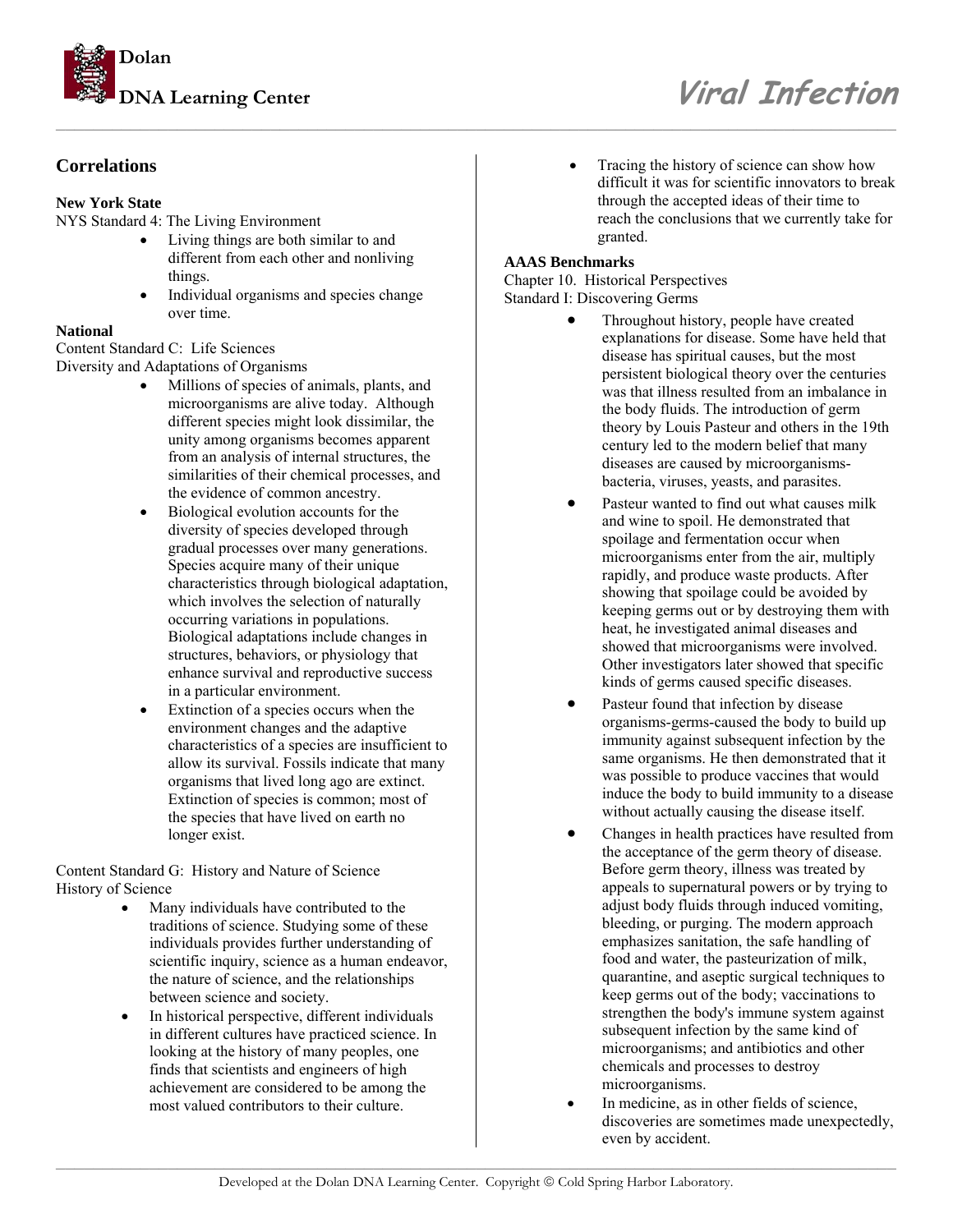## Correlations

**New York State**

NYS Standard 4: The Living Environment

- Living things are both similar to and different from each other and nonliving things.
- Individual organisms and species change over time.

**National**

Content Standard C: Life Sciences

Diversity and Adaptations of Organisms

- Millions of species of animals, plants, and microorganisms are alive today. Although different species might look dissimilar, the unity among organisms becomes apparent from an analysis of internal structures, the similarities of their chemical processes, and the evidence of common ancestry.
- Biological evolution accounts for the diversity of species developed through gradual processes over many generations. Species acquire many of their unique characteristics through biological adaptation, which involves the selection of naturally occurring variations in populations. Biological adaptations include changes in structures, behaviors, or physiology that enhance survival and reproductive success in a particular environment.
- Extinction of a species occurs when the environment changes and the adaptive characteristics of a species are insufficient to allow its survival. Fossils indicate that many organisms that lived long ago are extinct. Extinction of species is common; most of the species that have lived on earth no longer exist.

Content Standard G: History and Nature of Science

History of Science

- Many individuals have contributed to the traditions of science. Studying some of these individuals provides further understanding of scientific inquiry, science as a human endeavor, the nature of science, and the relationships between science and society.
- In historical perspective, different individuals in different cultures have practiced science. In looking at the history of many peoples, one finds that scientists and engineers of high achievement are considered to be among the most valued contributors to their culture.
- Tracing the history of science can show how difficult it was for scientific innovators to break through the accepted ideas of their time to reach the conclusions that we currently take for granted.

**AAAS Benchmarks**

Chapter 10. Historical Perspectives

Standard I: Discovering Germs

- Throughout history, people have created explanations for disease. Some have held that disease has spiritual causes, but the most persistent biological theory over the centuries was that illness resulted from an imbalance in the body fluids. The introduction of germ theory by Louis Pasteur and others in the 19th century led to the modern belief that many diseases are caused by microorganisms-bacteria, viruses, yeasts, and parasites.
- Pasteur wanted to find out what causes milk and wine to spoil. He demonstrated that spoilage and fermentation occur when microorganisms enter from the air, multiply rapidly, and produce waste products. After showing that spoilage could be avoided by keeping germs out or by destroying them with heat, he investigated animal diseases and showed that microorganisms were involved. Other investigators later showed that specific kinds of germs caused specific diseases.
- Pasteur found that infection by disease organisms-germs-caused the body to build up immunity against subsequent infection by the same organisms. He then demonstrated that it was possible to produce vaccines that would induce the body to build immunity to a disease without actually causing the disease itself.
- Changes in health practices have resulted from the acceptance of the germ theory of disease. Before germ theory, illness was treated by appeals to supernatural powers or by trying to adjust body fluids through induced vomiting, bleeding, or purging. The modern approach emphasizes sanitation, the safe handling of food and water, the pasteurization of milk, quarantine, and aseptic surgical techniques to keep germs out of the body; vaccinations to strengthen the body's immune system against subsequent infection by the same kind of microorganisms; and antibiotics and other chemicals and processes to destroy microorganisms.
- In medicine, as in other fields of science, discoveries are sometimes made unexpectedly, even by accident.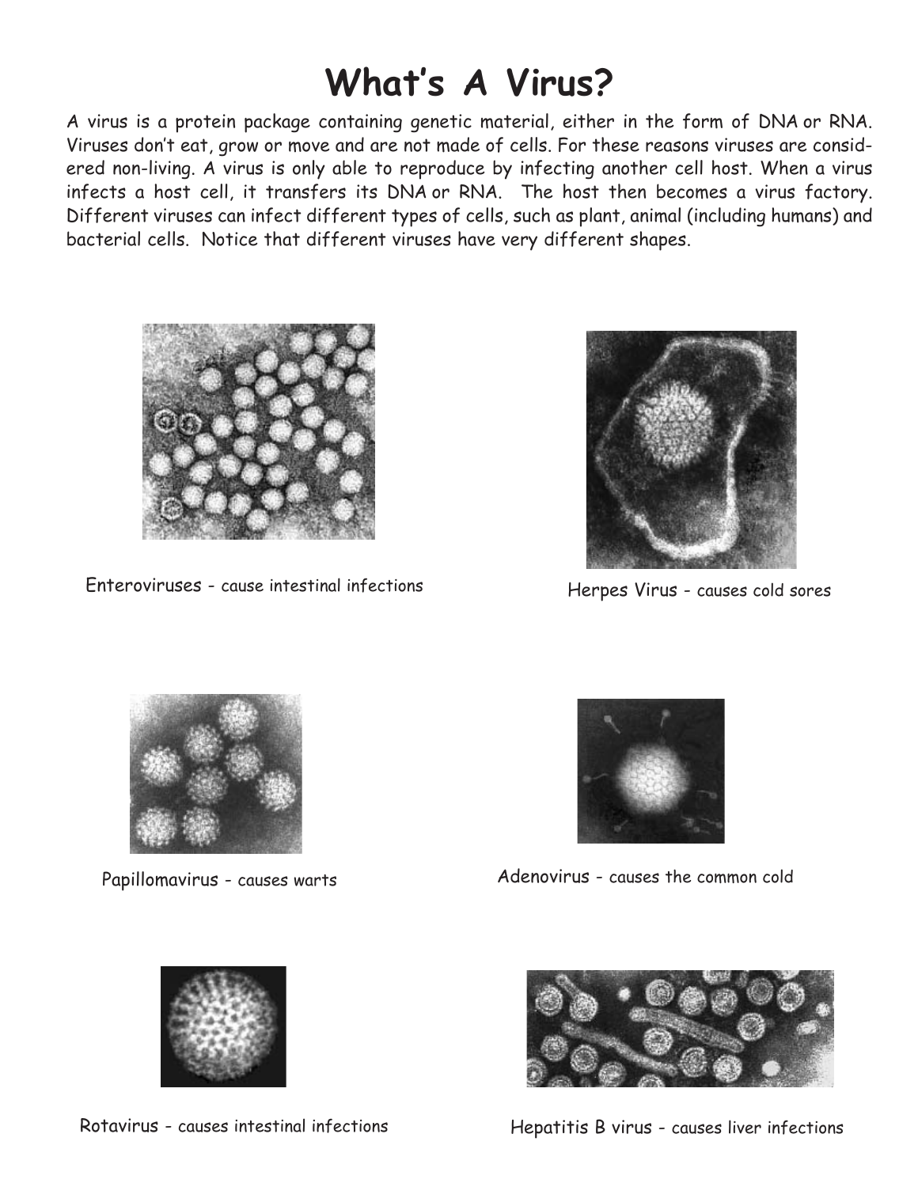# What's A Virus?

A virus is a protein package containing genetic material, either in the form of DNA or RNA. Viruses don't eat, grow or move and are not made of cells. For these reasons viruses are considered non-living. A virus is only able to reproduce by infecting another cell host. When a virus infects a host cell, it transfers its DNA or RNA. The host then becomes a virus factory. Different viruses can infect different types of cells, such as plant, animal (including humans) and bacterial cells. Notice that different viruses have very different shapes.

Enteroviruses - cause intestinal infections

Herpes Virus - causes cold sores

Papillomavirus - causes warts

Adenovirus - causes the common cold

Rotavirus - causes intestinal infections

Hepatitis B virus - causes liver infections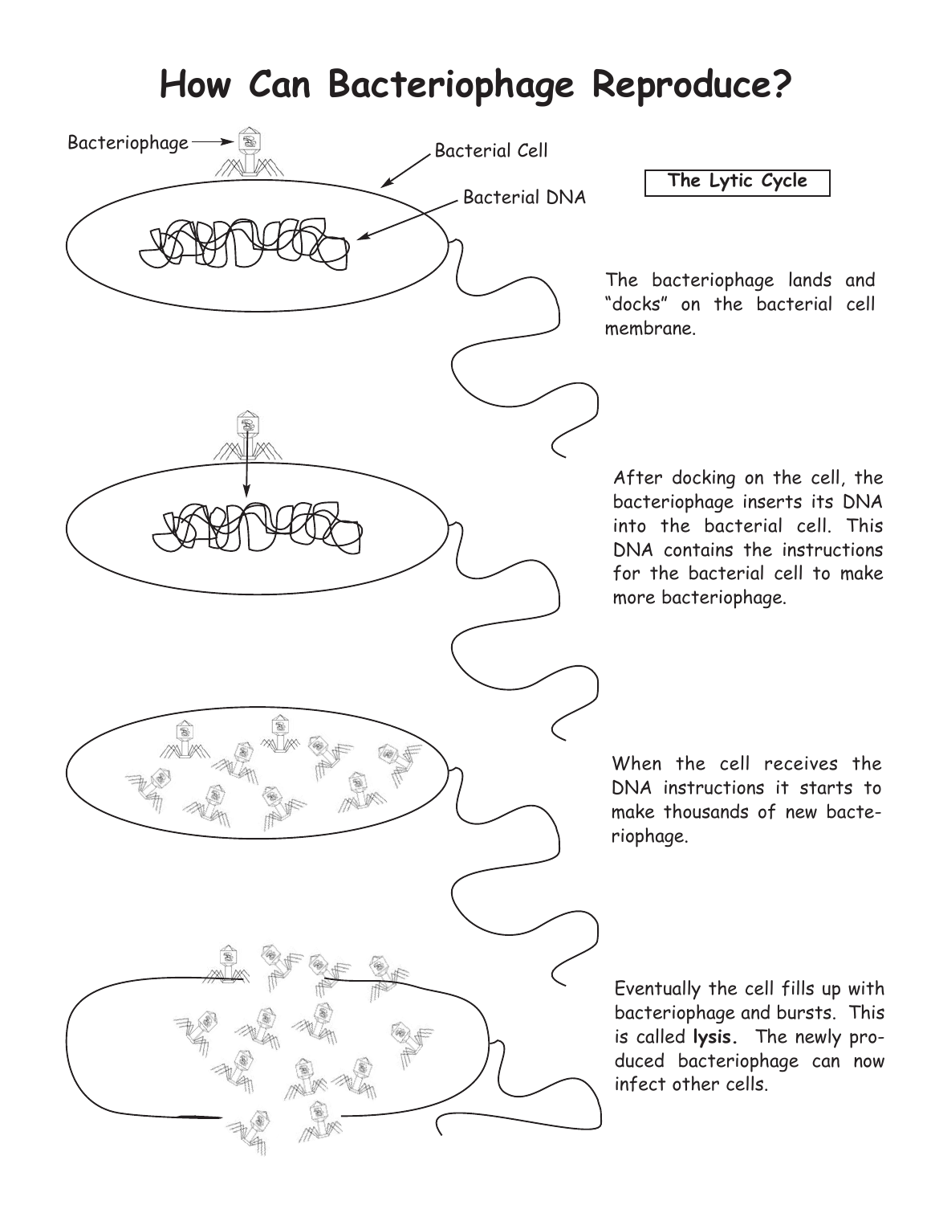# How Can Bacteriophage Reproduce?

Bacteriophage

Bacterial Cell

Bacterial DNA

**The Lytic Cycle**

The bacteriophage lands and "docks" on the bacterial cell membrane.

After docking on the cell, the bacteriophage inserts its DNA into the bacterial cell. This DNA contains the instructions for the bacterial cell to make more bacteriophage.

When the cell receives the DNA instructions it starts to make thousands of new bacteriophage.

Eventually the cell fills up with bacteriophage and bursts. This is called **lysis.** The newly produced bacteriophage can now infect other cells.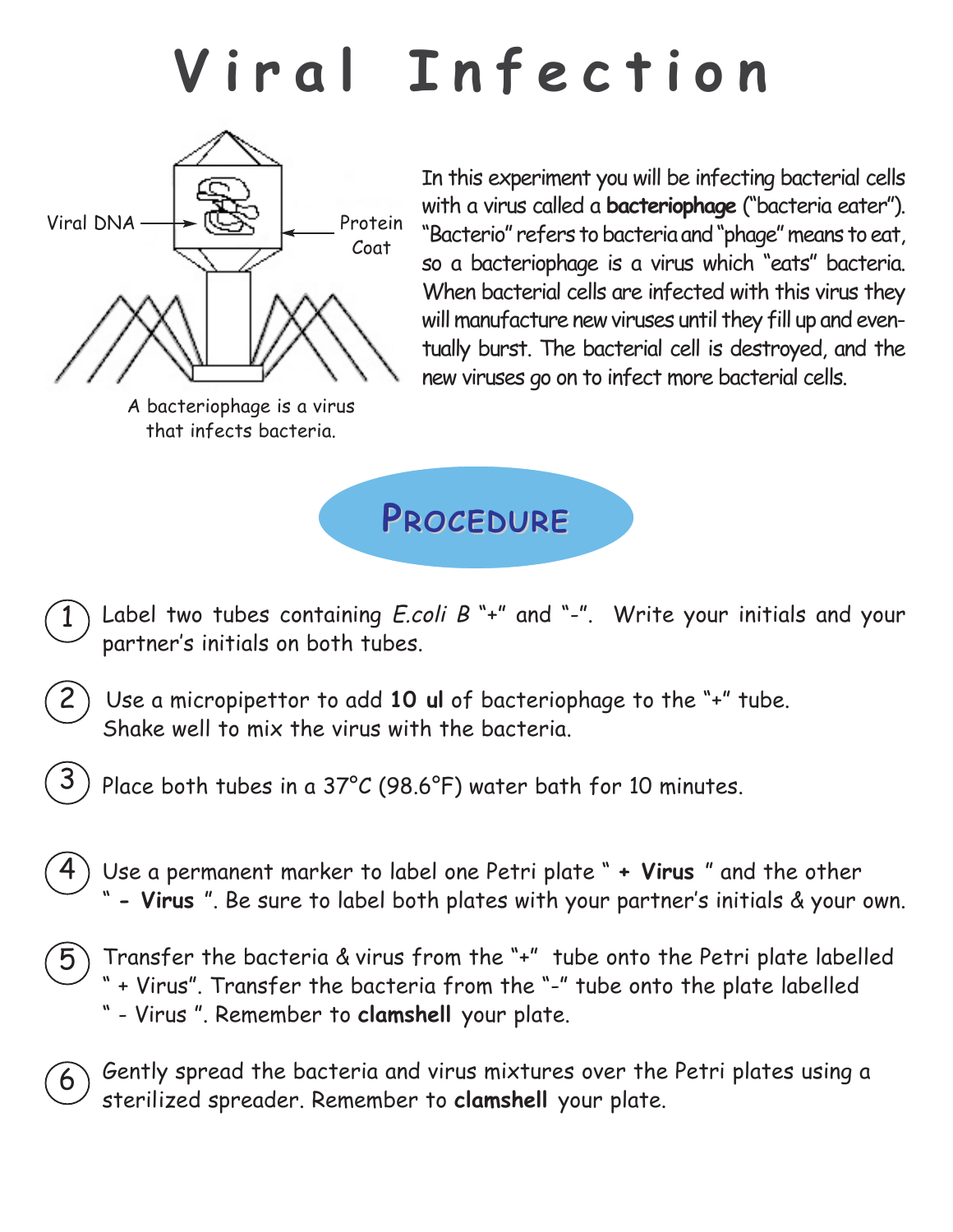# Viral Infection

Viral DNA

Protein Coat

A bacteriophage is a virus that infects bacteria.

In this experiment you will be infecting bacterial cells with a virus called a **bacteriophage** ("bacteria eater"). "Bacterio" refers to bacteria and "phage" means to eat, so a bacteriophage is a virus which "eats" bacteria. When bacterial cells are infected with this virus they will manufacture new viruses until they fill up and eventually burst. The bacterial cell is destroyed, and the new viruses go on to infect more bacterial cells.

## Procedure

1. Label two tubes containing *E.coli B* "+" and "-". Write your initials and your partner's initials on both tubes.

2. Use a micropipettor to add **10 ul** of bacteriophage to the "+" tube. Shake well to mix the virus with the bacteria.

3. Place both tubes in a 37°C (98.6°F) water bath for 10 minutes.

4. Use a permanent marker to label one Petri plate " **+ Virus** " and the other " **- Virus** ". Be sure to label both plates with your partner's initials & your own.

5. Transfer the bacteria & virus from the "+" tube onto the Petri plate labelled " + Virus". Transfer the bacteria from the "-" tube onto the plate labelled " - Virus ". Remember to **clamshell** your plate.

6. Gently spread the bacteria and virus mixtures over the Petri plates using a sterilized spreader. Remember to **clamshell** your plate.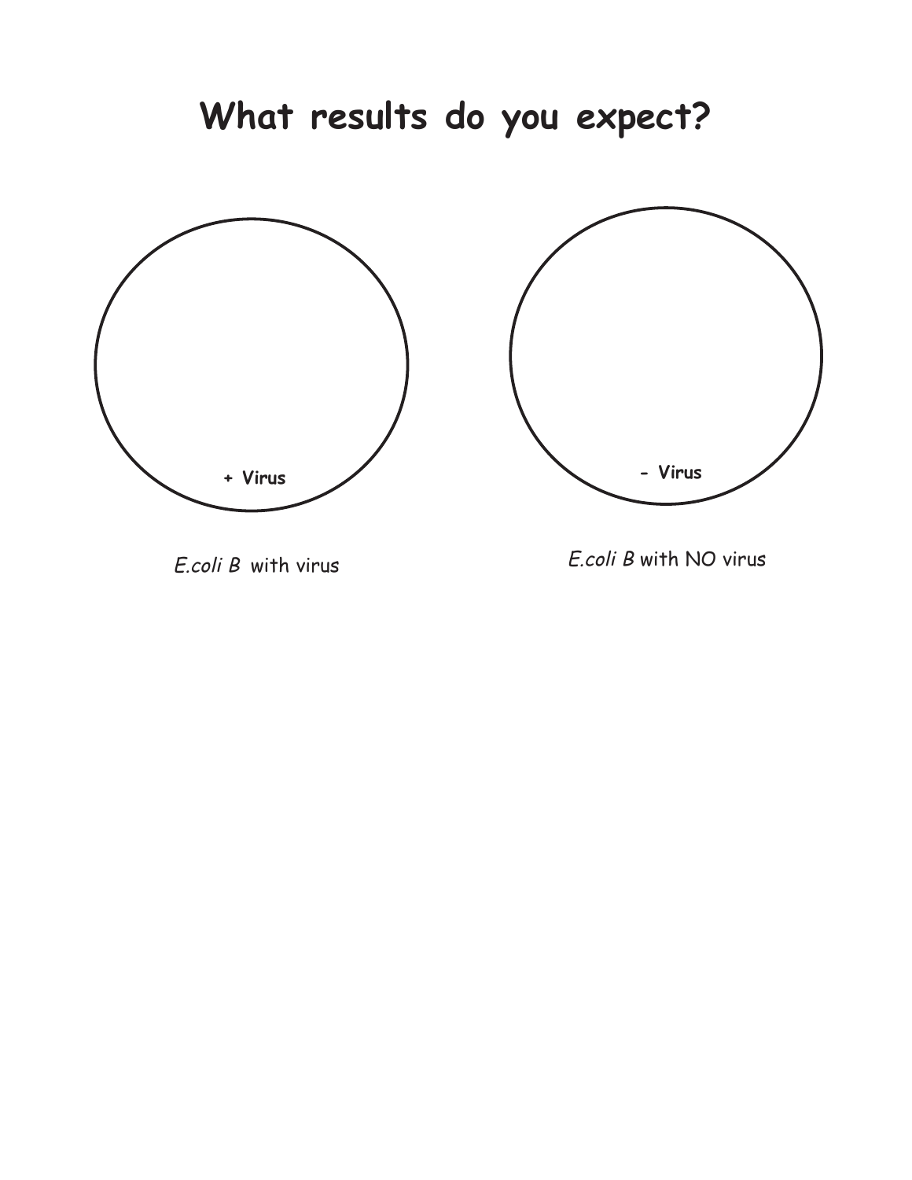# What results do you expect?

+ Virus

*E.coli B* with virus

- Virus

*E.coli B* with NO virus